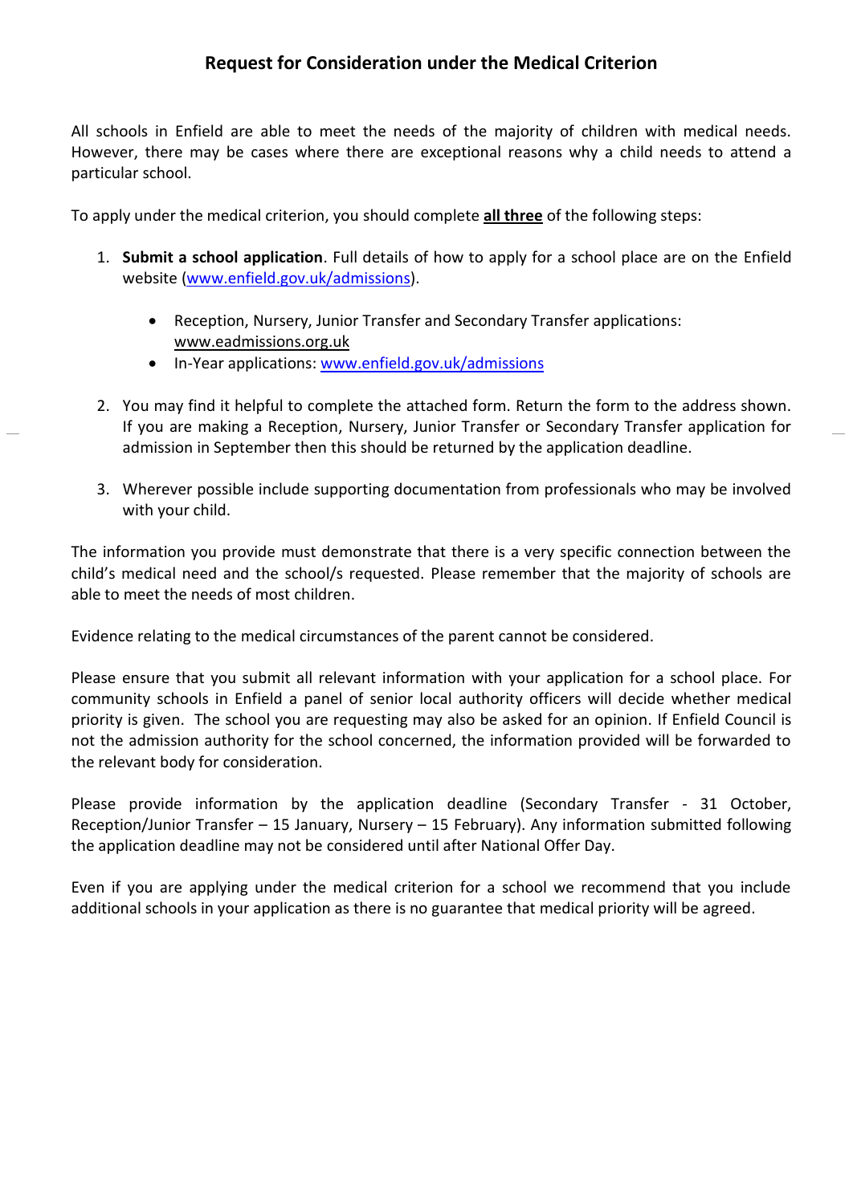# Request for Consideration under the Medical Criterion

All schools in Enfield are able to meet the needs of the majority of children with medical needs. However, there may be cases where there are exceptional reasons why a child needs to attend a particular school.

To apply under the medical criterion, you should complete **all three** of the following steps:

1. **Submit a school application**. Full details of how to apply for a school place are on the Enfield website (www.enfield.gov.uk/admissions).

   - Reception, Nursery, Junior Transfer and Secondary Transfer applications: www.eadmissions.org.uk
   - In-Year applications: www.enfield.gov.uk/admissions

2. You may find it helpful to complete the attached form. Return the form to the address shown. If you are making a Reception, Nursery, Junior Transfer or Secondary Transfer application for admission in September then this should be returned by the application deadline.

3. Wherever possible include supporting documentation from professionals who may be involved with your child.

The information you provide must demonstrate that there is a very specific connection between the child's medical need and the school/s requested. Please remember that the majority of schools are able to meet the needs of most children.

Evidence relating to the medical circumstances of the parent cannot be considered.

Please ensure that you submit all relevant information with your application for a school place. For community schools in Enfield a panel of senior local authority officers will decide whether medical priority is given. The school you are requesting may also be asked for an opinion. If Enfield Council is not the admission authority for the school concerned, the information provided will be forwarded to the relevant body for consideration.

Please provide information by the application deadline (Secondary Transfer - 31 October, Reception/Junior Transfer – 15 January, Nursery – 15 February). Any information submitted following the application deadline may not be considered until after National Offer Day.

Even if you are applying under the medical criterion for a school we recommend that you include additional schools in your application as there is no guarantee that medical priority will be agreed.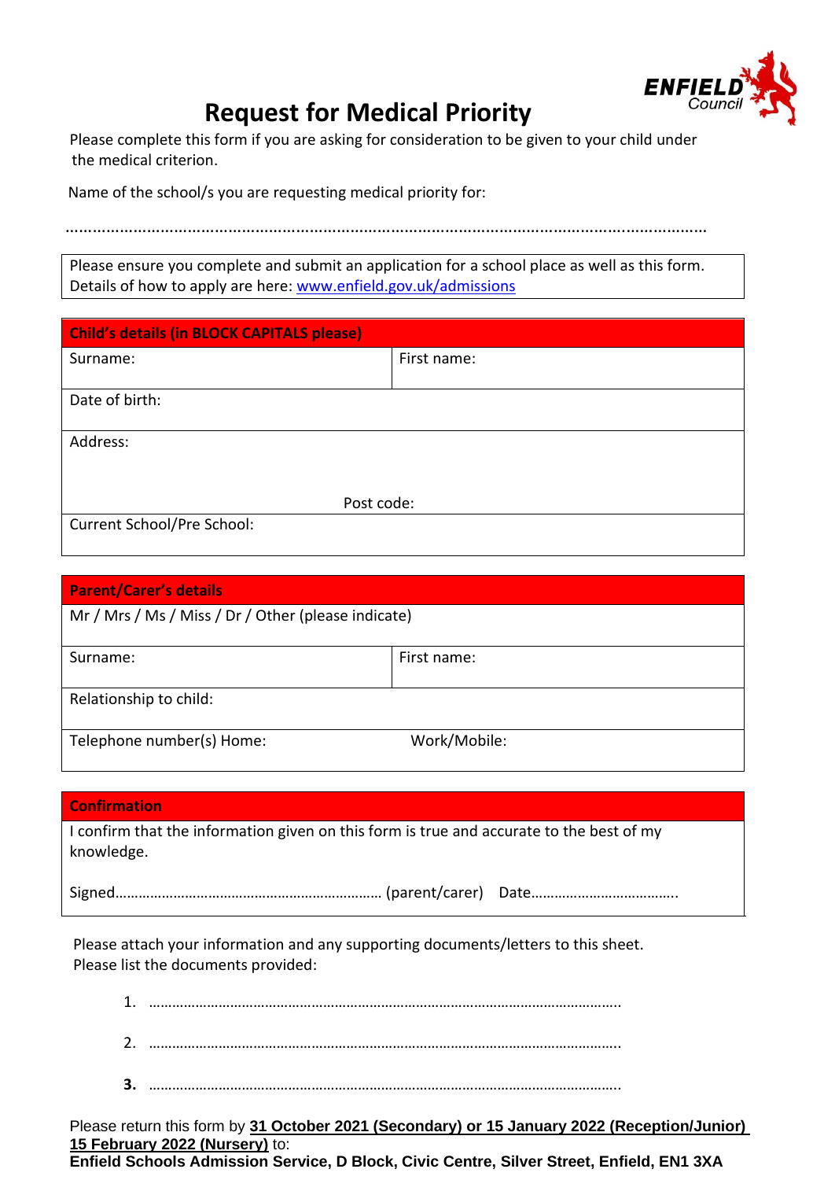ENFIELD Council

# Request for Medical Priority

Please complete this form if you are asking for consideration to be given to your child under the medical criterion.

Name of the school/s you are requesting medical priority for:

……………………………………………………………………………………………………………………………

| Please ensure you complete and submit an application for a school place as well as this form. Details of how to apply are here: [www.enfield.gov.uk/admissions](http://www.enfield.gov.uk/admissions) |
|---|

| **Child's details (in BLOCK CAPITALS please)** | |
|---|---|
| Surname: | First name: |
| Date of birth: | |
| Address: Post code: | |
| Current School/Pre School: | |

| **Parent/Carer's details** | |
|---|---|
| Mr / Mrs / Ms / Miss / Dr / Other (please indicate) | |
| Surname: | First name: |
| Relationship to child: | |
| Telephone number(s) Home: | Work/Mobile: |

| **Confirmation** |
|---|
| I confirm that the information given on this form is true and accurate to the best of my knowledge. Signed………………………………………………………… (parent/carer) Date……………………………….. |

Please attach your information and any supporting documents/letters to this sheet.
Please list the documents provided:

1. ………………………………………………………………………………………………………….
2. ………………………………………………………………………………………………………….
3. ………………………………………………………………………………………………………….

Please return this form by **31 October 2021 (Secondary) or 15 January 2022 (Reception/Junior) 15 February 2022 (Nursery)** to:
**Enfield Schools Admission Service, D Block, Civic Centre, Silver Street, Enfield, EN1 3XA**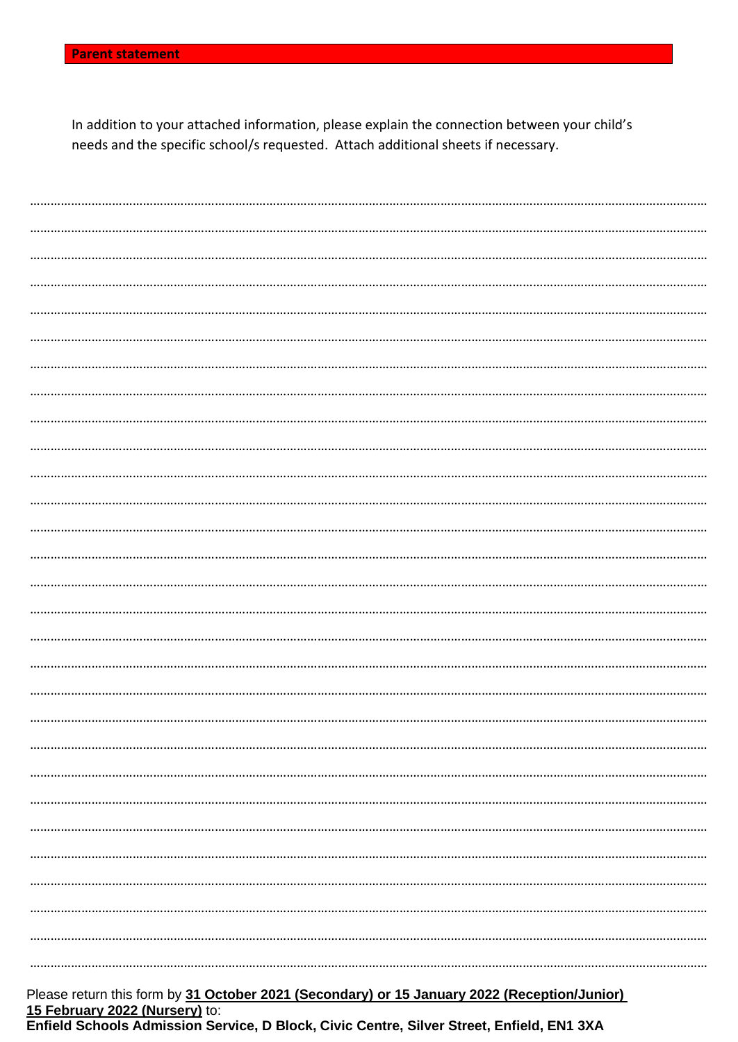## Parent statement

In addition to your attached information, please explain the connection between your child's needs and the specific school/s requested. Attach additional sheets if necessary.

Please return this form by **31 October 2021 (Secondary) or 15 January 2022 (Reception/Junior) 15 February 2022 (Nursery)** to:
**Enfield Schools Admission Service, D Block, Civic Centre, Silver Street, Enfield, EN1 3XA**